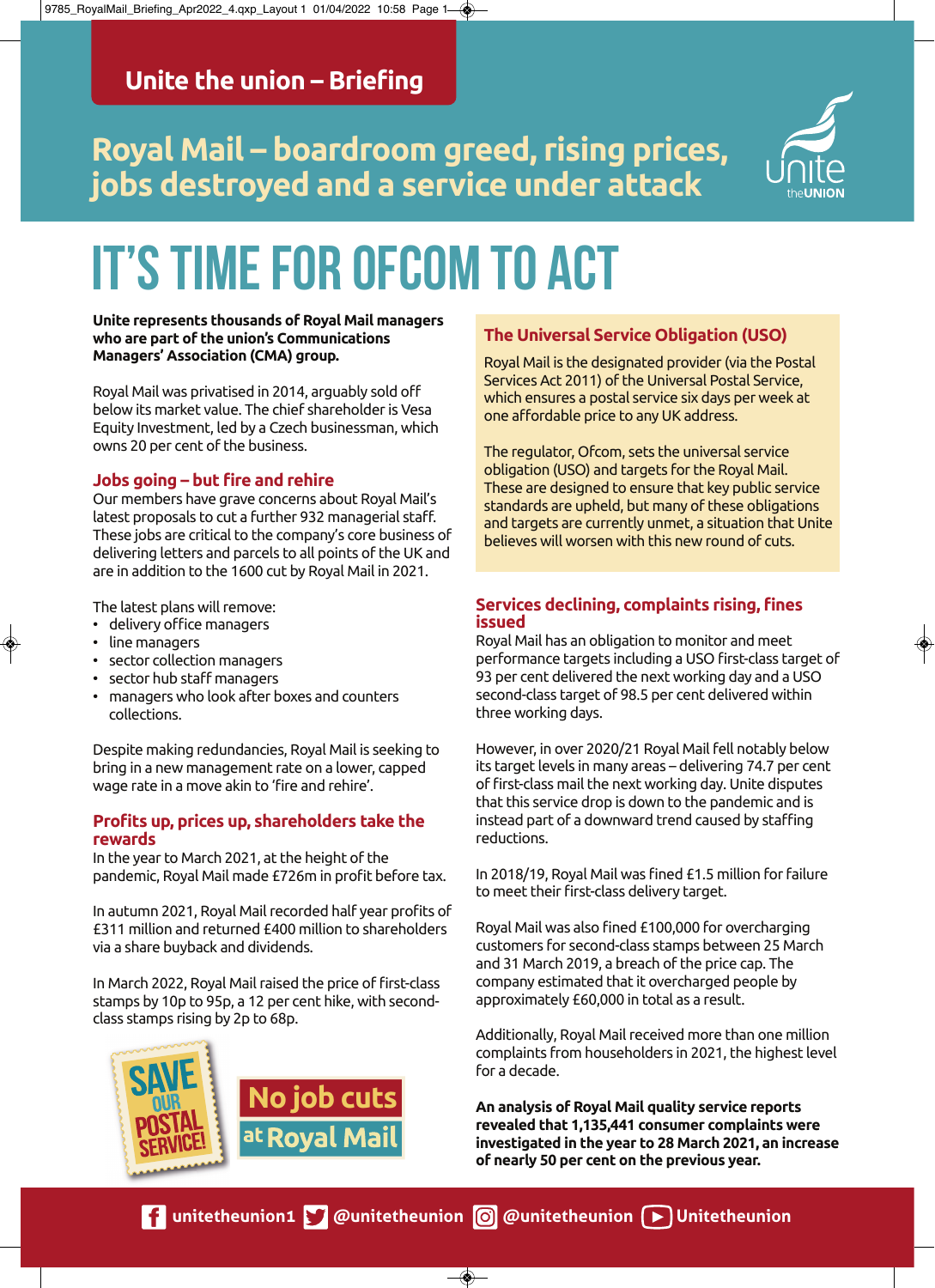Unite the union – Briefing

## Royal Mail – boardroom greed, rising prices, jobs destroyed and a service under attack

# IT'S TIME FOR OFCOM TO ACT

**Unite represents thousands of Royal Mail managers who are part of the union's Communications Managers' Association (CMA) group.**

Royal Mail was privatised in 2014, arguably sold off below its market value. The chief shareholder is Vesa Equity Investment, led by a Czech businessman, which owns 20 per cent of the business.

### Jobs going – but fire and rehire

Our members have grave concerns about Royal Mail's latest proposals to cut a further 932 managerial staff. These jobs are critical to the company's core business of delivering letters and parcels to all points of the UK and are in addition to the 1600 cut by Royal Mail in 2021.

The latest plans will remove:

- delivery office managers
- line managers
- sector collection managers
- sector hub staff managers
- managers who look after boxes and counters collections.

Despite making redundancies, Royal Mail is seeking to bring in a new management rate on a lower, capped wage rate in a move akin to 'fire and rehire'.

### Profits up, prices up, shareholders take the rewards

In the year to March 2021, at the height of the pandemic, Royal Mail made £726m in profit before tax.

In autumn 2021, Royal Mail recorded half year profits of £311 million and returned £400 million to shareholders via a share buyback and dividends.

In March 2022, Royal Mail raised the price of first-class stamps by 10p to 95p, a 12 per cent hike, with second-class stamps rising by 2p to 68p.

SAVE OUR POSTAL SERVICE!

No job cuts at Royal Mail

### The Universal Service Obligation (USO)

Royal Mail is the designated provider (via the Postal Services Act 2011) of the Universal Postal Service, which ensures a postal service six days per week at one affordable price to any UK address.

The regulator, Ofcom, sets the universal service obligation (USO) and targets for the Royal Mail. These are designed to ensure that key public service standards are upheld, but many of these obligations and targets are currently unmet, a situation that Unite believes will worsen with this new round of cuts.

### Services declining, complaints rising, fines issued

Royal Mail has an obligation to monitor and meet performance targets including a USO first-class target of 93 per cent delivered the next working day and a USO second-class target of 98.5 per cent delivered within three working days.

However, in over 2020/21 Royal Mail fell notably below its target levels in many areas – delivering 74.7 per cent of first-class mail the next working day. Unite disputes that this service drop is down to the pandemic and is instead part of a downward trend caused by staffing reductions.

In 2018/19, Royal Mail was fined £1.5 million for failure to meet their first-class delivery target.

Royal Mail was also fined £100,000 for overcharging customers for second-class stamps between 25 March and 31 March 2019, a breach of the price cap. The company estimated that it overcharged people by approximately £60,000 in total as a result.

Additionally, Royal Mail received more than one million complaints from householders in 2021, the highest level for a decade.

**An analysis of Royal Mail quality service reports revealed that 1,135,441 consumer complaints were investigated in the year to 28 March 2021, an increase of nearly 50 per cent on the previous year.**

unitetheunion1 @unitetheunion @unitetheunion Unitetheunion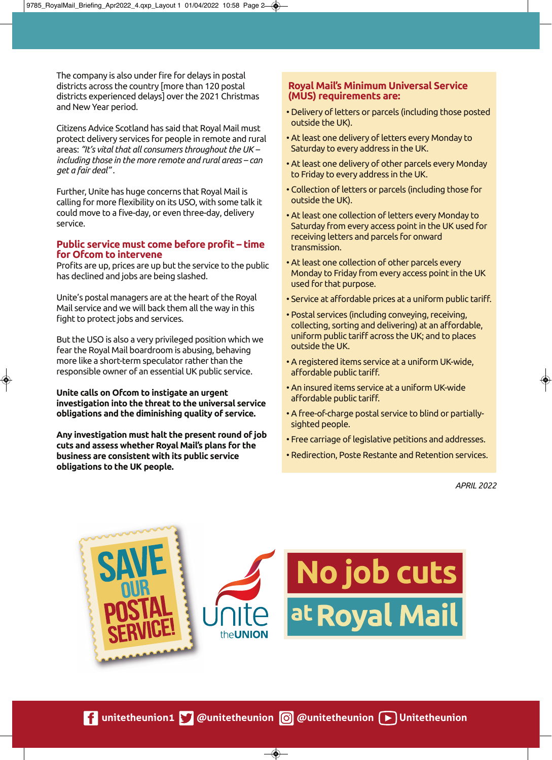The company is also under fire for delays in postal districts across the country [more than 120 postal districts experienced delays] over the 2021 Christmas and New Year period.

Citizens Advice Scotland has said that Royal Mail must protect delivery services for people in remote and rural areas: *"It's vital that all consumers throughout the UK – including those in the more remote and rural areas – can get a fair deal"*.

Further, Unite has huge concerns that Royal Mail is calling for more flexibility on its USO, with some talk it could move to a five-day, or even three-day, delivery service.

## Public service must come before profit – time for Ofcom to intervene

Profits are up, prices are up but the service to the public has declined and jobs are being slashed.

Unite's postal managers are at the heart of the Royal Mail service and we will back them all the way in this fight to protect jobs and services.

But the USO is also a very privileged position which we fear the Royal Mail boardroom is abusing, behaving more like a short-term speculator rather than the responsible owner of an essential UK public service.

**Unite calls on Ofcom to instigate an urgent investigation into the threat to the universal service obligations and the diminishing quality of service.**

**Any investigation must halt the present round of job cuts and assess whether Royal Mail's plans for the business are consistent with its public service obligations to the UK people.**

## Royal Mail's Minimum Universal Service (MUS) requirements are:

- Delivery of letters or parcels (including those posted outside the UK).
- At least one delivery of letters every Monday to Saturday to every address in the UK.
- At least one delivery of other parcels every Monday to Friday to every address in the UK.
- Collection of letters or parcels (including those for outside the UK).
- At least one collection of letters every Monday to Saturday from every access point in the UK used for receiving letters and parcels for onward transmission.
- At least one collection of other parcels every Monday to Friday from every access point in the UK used for that purpose.
- Service at affordable prices at a uniform public tariff.
- Postal services (including conveying, receiving, collecting, sorting and delivering) at an affordable, uniform public tariff across the UK; and to places outside the UK.
- A registered items service at a uniform UK-wide, affordable public tariff.
- An insured items service at a uniform UK-wide affordable public tariff.
- A free-of-charge postal service to blind or partially-sighted people.
- Free carriage of legislative petitions and addresses.
- Redirection, Poste Restante and Retention services.

*APRIL 2022*

SAVE OUR POSTAL SERVICE!

Unite the UNION

No job cuts at Royal Mail

unitetheunion1 @unitetheunion @unitetheunion Unitetheunion